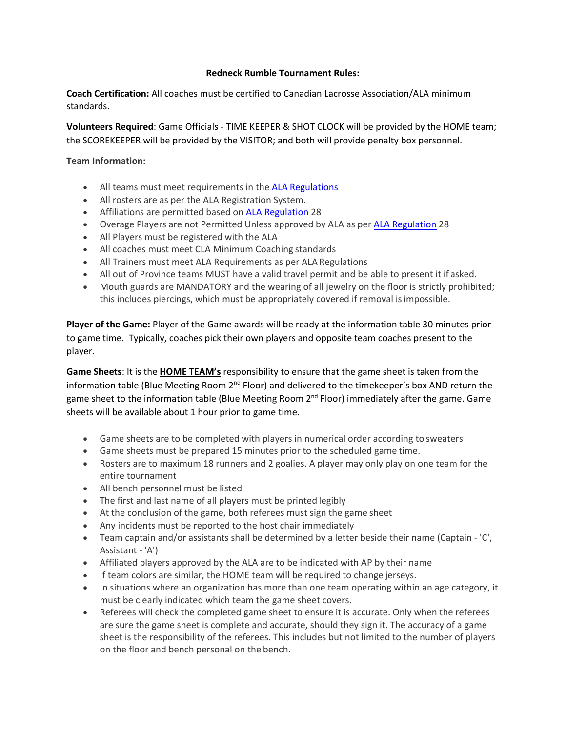# Redneck Rumble Tournament Rules:

**Coach Certification:** All coaches must be certified to Canadian Lacrosse Association/ALA minimum standards.

**Volunteers Required**: Game Officials - TIME KEEPER & SHOT CLOCK will be provided by the HOME team; the SCOREKEEPER will be provided by the VISITOR; and both will provide penalty box personnel.

**Team Information:**

- All teams must meet requirements in the ALA Regulations
- All rosters are as per the ALA Registration System.
- Affiliations are permitted based on ALA Regulation 28
- Overage Players are not Permitted Unless approved by ALA as per ALA Regulation 28
- All Players must be registered with the ALA
- All coaches must meet CLA Minimum Coaching standards
- All Trainers must meet ALA Requirements as per ALA Regulations
- All out of Province teams MUST have a valid travel permit and be able to present it if asked.
- Mouth guards are MANDATORY and the wearing of all jewelry on the floor is strictly prohibited; this includes piercings, which must be appropriately covered if removal is impossible.

**Player of the Game:** Player of the Game awards will be ready at the information table 30 minutes prior to game time. Typically, coaches pick their own players and opposite team coaches present to the player.

**Game Sheets**: It is the **HOME TEAM's** responsibility to ensure that the game sheet is taken from the information table (Blue Meeting Room 2nd Floor) and delivered to the timekeeper's box AND return the game sheet to the information table (Blue Meeting Room 2nd Floor) immediately after the game. Game sheets will be available about 1 hour prior to game time.

- Game sheets are to be completed with players in numerical order according to sweaters
- Game sheets must be prepared 15 minutes prior to the scheduled game time.
- Rosters are to maximum 18 runners and 2 goalies. A player may only play on one team for the entire tournament
- All bench personnel must be listed
- The first and last name of all players must be printed legibly
- At the conclusion of the game, both referees must sign the game sheet
- Any incidents must be reported to the host chair immediately
- Team captain and/or assistants shall be determined by a letter beside their name (Captain - 'C', Assistant - 'A')
- Affiliated players approved by the ALA are to be indicated with AP by their name
- If team colors are similar, the HOME team will be required to change jerseys.
- In situations where an organization has more than one team operating within an age category, it must be clearly indicated which team the game sheet covers.
- Referees will check the completed game sheet to ensure it is accurate. Only when the referees are sure the game sheet is complete and accurate, should they sign it. The accuracy of a game sheet is the responsibility of the referees. This includes but not limited to the number of players on the floor and bench personal on the bench.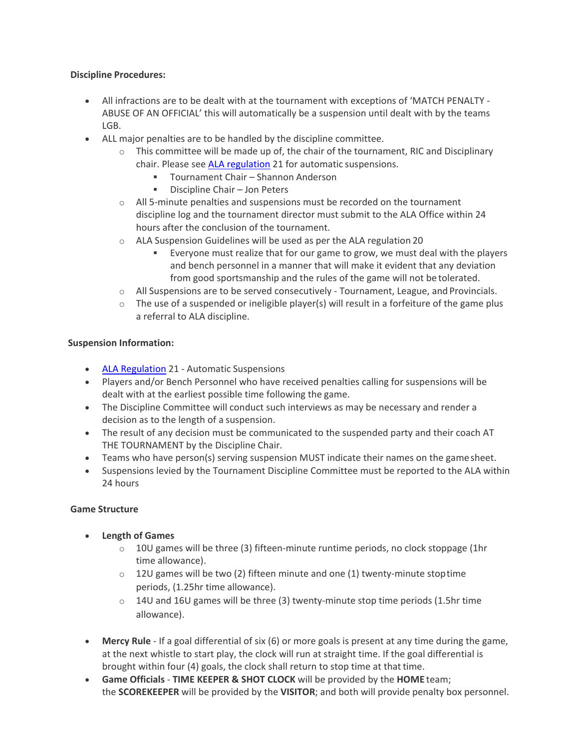**Discipline Procedures:**

- All infractions are to be dealt with at the tournament with exceptions of 'MATCH PENALTY - ABUSE OF AN OFFICIAL' this will automatically be a suspension until dealt with by the teams LGB.
- ALL major penalties are to be handled by the discipline committee.
  - This committee will be made up of, the chair of the tournament, RIC and Disciplinary chair. Please see ALA regulation 21 for automatic suspensions.
    - Tournament Chair – Shannon Anderson
    - Discipline Chair – Jon Peters
  - All 5-minute penalties and suspensions must be recorded on the tournament discipline log and the tournament director must submit to the ALA Office within 24 hours after the conclusion of the tournament.
  - ALA Suspension Guidelines will be used as per the ALA regulation 20
    - Everyone must realize that for our game to grow, we must deal with the players and bench personnel in a manner that will make it evident that any deviation from good sportsmanship and the rules of the game will not be tolerated.
  - All Suspensions are to be served consecutively - Tournament, League, and Provincials.
  - The use of a suspended or ineligible player(s) will result in a forfeiture of the game plus a referral to ALA discipline.

**Suspension Information:**

- ALA Regulation 21 - Automatic Suspensions
- Players and/or Bench Personnel who have received penalties calling for suspensions will be dealt with at the earliest possible time following the game.
- The Discipline Committee will conduct such interviews as may be necessary and render a decision as to the length of a suspension.
- The result of any decision must be communicated to the suspended party and their coach AT THE TOURNAMENT by the Discipline Chair.
- Teams who have person(s) serving suspension MUST indicate their names on the game sheet.
- Suspensions levied by the Tournament Discipline Committee must be reported to the ALA within 24 hours

**Game Structure**

- **Length of Games**
  - 10U games will be three (3) fifteen-minute runtime periods, no clock stoppage (1hr time allowance).
  - 12U games will be two (2) fifteen minute and one (1) twenty-minute stop time periods, (1.25hr time allowance).
  - 14U and 16U games will be three (3) twenty-minute stop time periods (1.5hr time allowance).

- **Mercy Rule** - If a goal differential of six (6) or more goals is present at any time during the game, at the next whistle to start play, the clock will run at straight time. If the goal differential is brought within four (4) goals, the clock shall return to stop time at that time.
- **Game Officials** - **TIME KEEPER & SHOT CLOCK** will be provided by the **HOME** team; the **SCOREKEEPER** will be provided by the **VISITOR**; and both will provide penalty box personnel.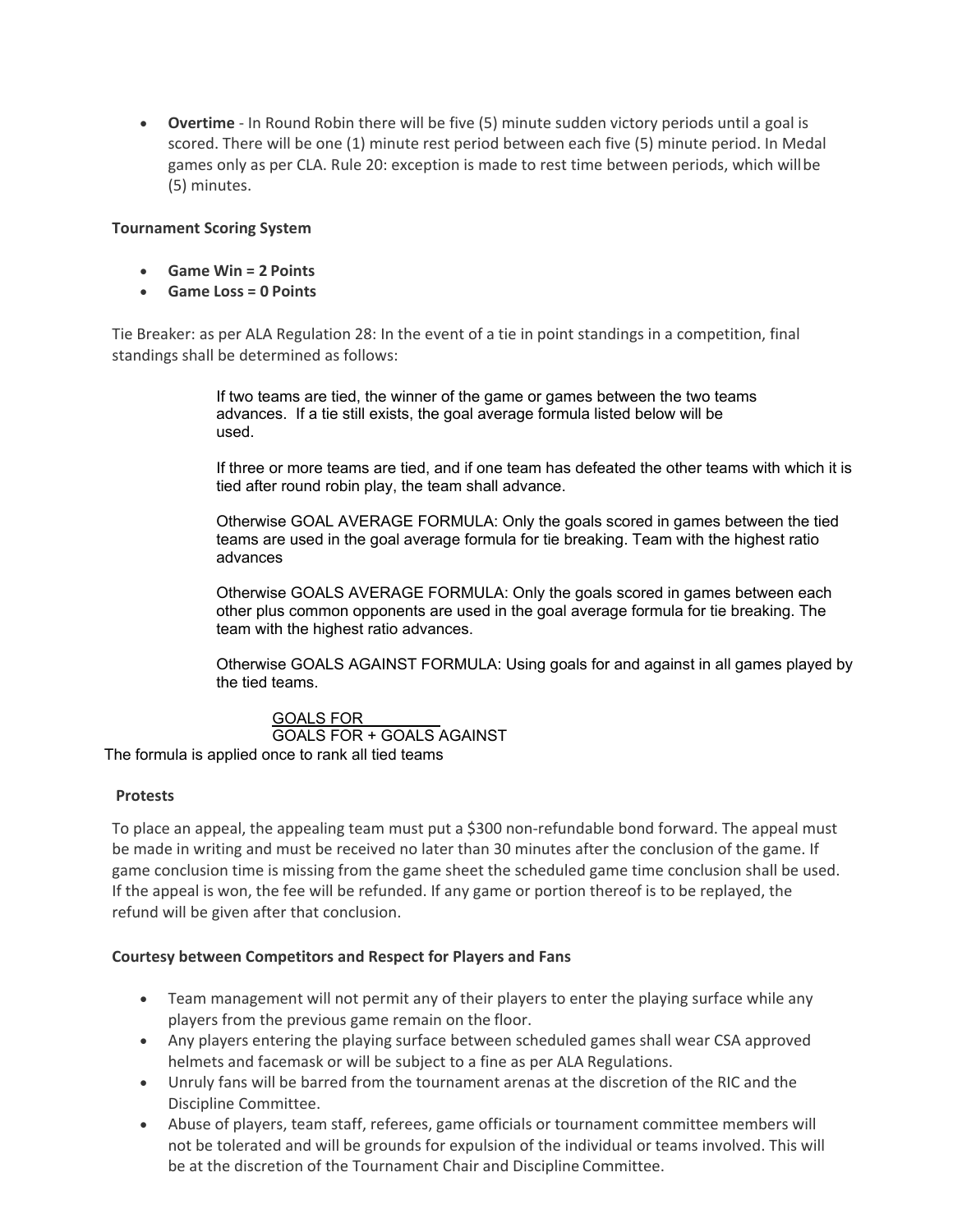- **Overtime** - In Round Robin there will be five (5) minute sudden victory periods until a goal is scored. There will be one (1) minute rest period between each five (5) minute period. In Medal games only as per CLA. Rule 20: exception is made to rest time between periods, which will be (5) minutes.

**Tournament Scoring System**

- **Game Win = 2 Points**
- **Game Loss = 0 Points**

Tie Breaker: as per ALA Regulation 28: In the event of a tie in point standings in a competition, final standings shall be determined as follows:

> If two teams are tied, the winner of the game or games between the two teams advances. If a tie still exists, the goal average formula listed below will be used.
>
> If three or more teams are tied, and if one team has defeated the other teams with which it is tied after round robin play, the team shall advance.
>
> Otherwise GOAL AVERAGE FORMULA: Only the goals scored in games between the tied teams are used in the goal average formula for tie breaking. Team with the highest ratio advances
>
> Otherwise GOALS AVERAGE FORMULA: Only the goals scored in games between each other plus common opponents are used in the goal average formula for tie breaking. The team with the highest ratio advances.
>
> Otherwise GOALS AGAINST FORMULA: Using goals for and against in all games played by the tied teams.

$$\frac{\text{GOALS FOR}}{\text{GOALS FOR + GOALS AGAINST}}$$

The formula is applied once to rank all tied teams

**Protests**

To place an appeal, the appealing team must put a $300 non-refundable bond forward. The appeal must be made in writing and must be received no later than 30 minutes after the conclusion of the game. If game conclusion time is missing from the game sheet the scheduled game time conclusion shall be used. If the appeal is won, the fee will be refunded. If any game or portion thereof is to be replayed, the refund will be given after that conclusion.

**Courtesy between Competitors and Respect for Players and Fans**

- Team management will not permit any of their players to enter the playing surface while any players from the previous game remain on the floor.
- Any players entering the playing surface between scheduled games shall wear CSA approved helmets and facemask or will be subject to a fine as per ALA Regulations.
- Unruly fans will be barred from the tournament arenas at the discretion of the RIC and the Discipline Committee.
- Abuse of players, team staff, referees, game officials or tournament committee members will not be tolerated and will be grounds for expulsion of the individual or teams involved. This will be at the discretion of the Tournament Chair and Discipline Committee.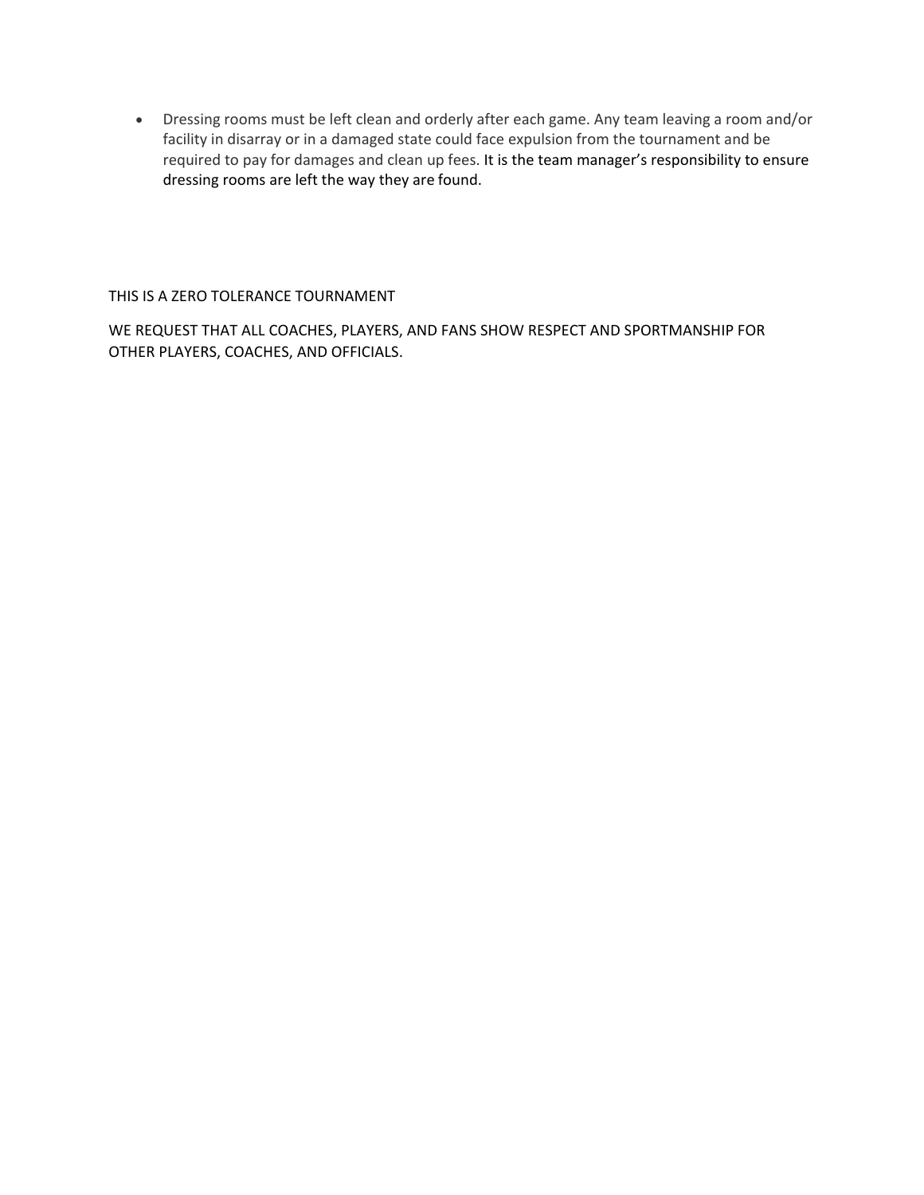- Dressing rooms must be left clean and orderly after each game. Any team leaving a room and/or facility in disarray or in a damaged state could face expulsion from the tournament and be required to pay for damages and clean up fees. It is the team manager's responsibility to ensure dressing rooms are left the way they are found.

THIS IS A ZERO TOLERANCE TOURNAMENT

WE REQUEST THAT ALL COACHES, PLAYERS, AND FANS SHOW RESPECT AND SPORTMANSHIP FOR OTHER PLAYERS, COACHES, AND OFFICIALS.